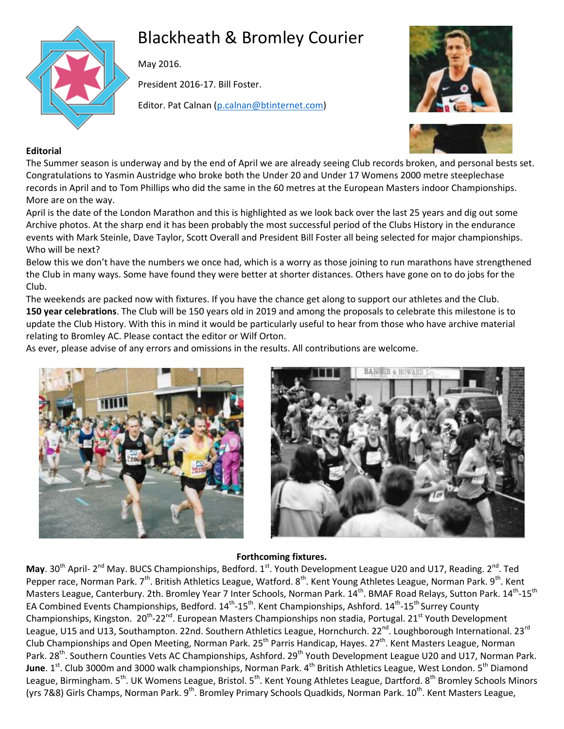# Blackheath & Bromley Courier

May 2016.

President 2016-17. Bill Foster.

Editor. Pat Calnan (p.calnan@btinternet.com)

**Editorial**

The Summer season is underway and by the end of April we are already seeing Club records broken, and personal bests set. Congratulations to Yasmin Austridge who broke both the Under 20 and Under 17 Womens 2000 metre steeplechase records in April and to Tom Phillips who did the same in the 60 metres at the European Masters indoor Championships. More are on the way.

April is the date of the London Marathon and this is highlighted as we look back over the last 25 years and dig out some Archive photos. At the sharp end it has been probably the most successful period of the Clubs History in the endurance events with Mark Steinle, Dave Taylor, Scott Overall and President Bill Foster all being selected for major championships. Who will be next?

Below this we don't have the numbers we once had, which is a worry as those joining to run marathons have strengthened the Club in many ways. Some have found they were better at shorter distances. Others have gone on to do jobs for the Club.

The weekends are packed now with fixtures. If you have the chance get along to support our athletes and the Club.

**150 year celebrations**. The Club will be 150 years old in 2019 and among the proposals to celebrate this milestone is to update the Club History. With this in mind it would be particularly useful to hear from those who have archive material relating to Bromley AC. Please contact the editor or Wilf Orton.

As ever, please advise of any errors and omissions in the results. All contributions are welcome.

**Forthcoming fixtures.**

**May**. 30th April- 2nd May. BUCS Championships, Bedford. 1st. Youth Development League U20 and U17, Reading. 2nd. Ted Pepper race, Norman Park. 7th. British Athletics League, Watford. 8th. Kent Young Athletes League, Norman Park. 9th. Kent Masters League, Canterbury. 2th. Bromley Year 7 Inter Schools, Norman Park. 14th. BMAF Road Relays, Sutton Park. 14th-15th EA Combined Events Championships, Bedford. 14th-15th. Kent Championships, Ashford. 14th-15th Surrey County Championships, Kingston. 20th-22nd. European Masters Championships non stadia, Portugal. 21st Youth Development League, U15 and U13, Southampton. 22nd. Southern Athletics League, Hornchurch. 22nd. Loughborough International. 23rd Club Championships and Open Meeting, Norman Park. 25th Parris Handicap, Hayes. 27th. Kent Masters League, Norman Park. 28th. Southern Counties Vets AC Championships, Ashford. 29th Youth Development League U20 and U17, Norman Park. **June**. 1st. Club 3000m and 3000 walk championships, Norman Park. 4th British Athletics League, West London. 5th Diamond League, Birmingham. 5th. UK Womens League, Bristol. 5th. Kent Young Athletes League, Dartford. 8th Bromley Schools Minors (yrs 7&8) Girls Champs, Norman Park. 9th. Bromley Primary Schools Quadkids, Norman Park. 10th. Kent Masters League,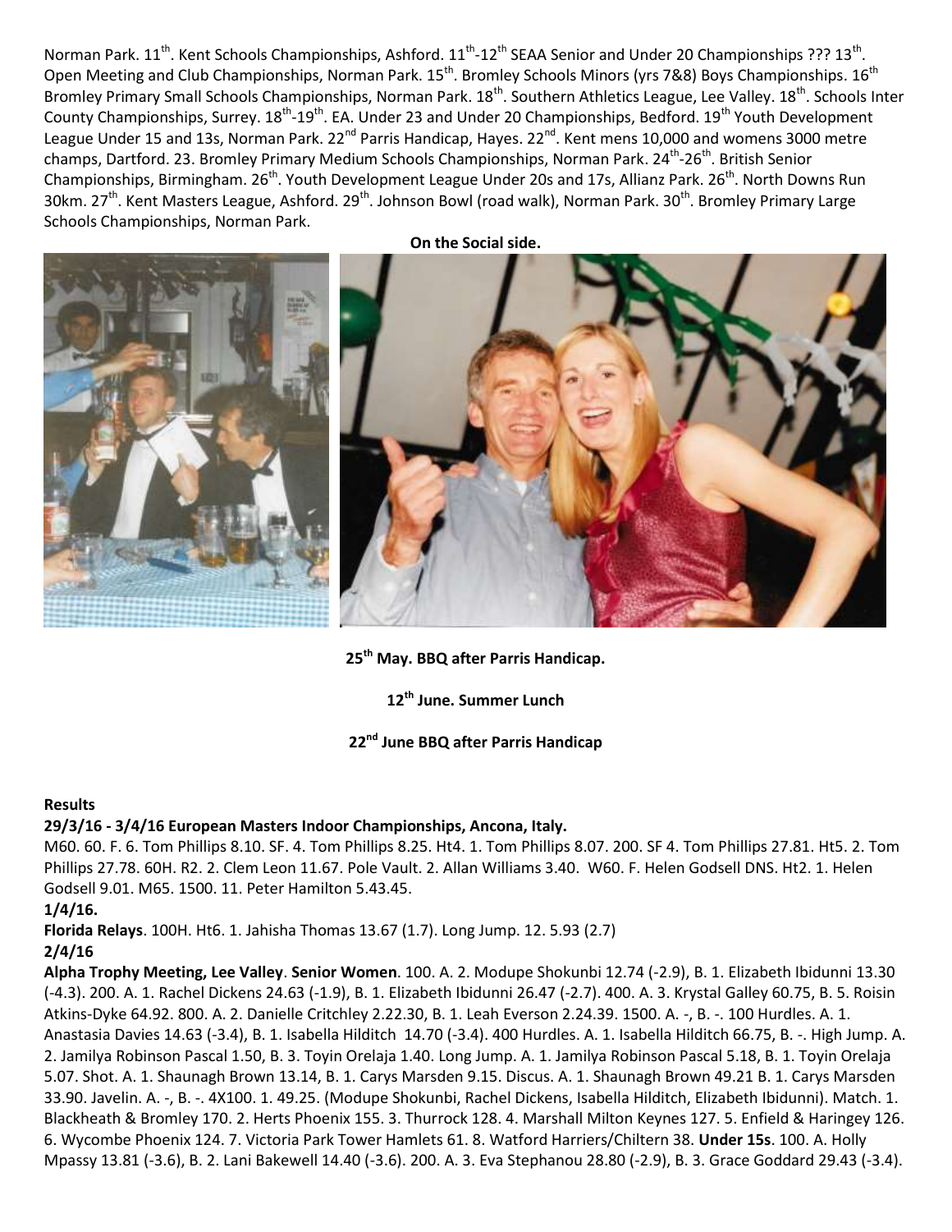Norman Park. 11th. Kent Schools Championships, Ashford. 11th-12th SEAA Senior and Under 20 Championships ??? 13th. Open Meeting and Club Championships, Norman Park. 15th. Bromley Schools Minors (yrs 7&8) Boys Championships. 16th Bromley Primary Small Schools Championships, Norman Park. 18th. Southern Athletics League, Lee Valley. 18th. Schools Inter County Championships, Surrey. 18th-19th. EA. Under 23 and Under 20 Championships, Bedford. 19th Youth Development League Under 15 and 13s, Norman Park. 22nd Parris Handicap, Hayes. 22nd. Kent mens 10,000 and womens 3000 metre champs, Dartford. 23. Bromley Primary Medium Schools Championships, Norman Park. 24th-26th. British Senior Championships, Birmingham. 26th. Youth Development League Under 20s and 17s, Allianz Park. 26th. North Downs Run 30km. 27th. Kent Masters League, Ashford. 29th. Johnson Bowl (road walk), Norman Park. 30th. Bromley Primary Large Schools Championships, Norman Park.

**On the Social side.**

**25th May. BBQ after Parris Handicap.**

**12th June. Summer Lunch**

**22nd June BBQ after Parris Handicap**

**Results**

**29/3/16 - 3/4/16 European Masters Indoor Championships, Ancona, Italy.**

M60. 60. F. 6. Tom Phillips 8.10. SF. 4. Tom Phillips 8.25. Ht4. 1. Tom Phillips 8.07. 200. SF 4. Tom Phillips 27.81. Ht5. 2. Tom Phillips 27.78. 60H. R2. 2. Clem Leon 11.67. Pole Vault. 2. Allan Williams 3.40. W60. F. Helen Godsell DNS. Ht2. 1. Helen Godsell 9.01. M65. 1500. 11. Peter Hamilton 5.43.45.

**1/4/16.**

**Florida Relays**. 100H. Ht6. 1. Jahisha Thomas 13.67 (1.7). Long Jump. 12. 5.93 (2.7)

**2/4/16**

**Alpha Trophy Meeting, Lee Valley**. **Senior Women**. 100. A. 2. Modupe Shokunbi 12.74 (-2.9), B. 1. Elizabeth Ibidunni 13.30 (-4.3). 200. A. 1. Rachel Dickens 24.63 (-1.9), B. 1. Elizabeth Ibidunni 26.47 (-2.7). 400. A. 3. Krystal Galley 60.75, B. 5. Roisin Atkins-Dyke 64.92. 800. A. 2. Danielle Critchley 2.22.30, B. 1. Leah Everson 2.24.39. 1500. A. -, B. -. 100 Hurdles. A. 1. Anastasia Davies 14.63 (-3.4), B. 1. Isabella Hilditch 14.70 (-3.4). 400 Hurdles. A. 1. Isabella Hilditch 66.75, B. -. High Jump. A. 2. Jamilya Robinson Pascal 1.50, B. 3. Toyin Orelaja 1.40. Long Jump. A. 1. Jamilya Robinson Pascal 5.18, B. 1. Toyin Orelaja 5.07. Shot. A. 1. Shaunagh Brown 13.14, B. 1. Carys Marsden 9.15. Discus. A. 1. Shaunagh Brown 49.21 B. 1. Carys Marsden 33.90. Javelin. A. -, B. -. 4X100. 1. 49.25. (Modupe Shokunbi, Rachel Dickens, Isabella Hilditch, Elizabeth Ibidunni). Match. 1. Blackheath & Bromley 170. 2. Herts Phoenix 155. 3. Thurrock 128. 4. Marshall Milton Keynes 127. 5. Enfield & Haringey 126. 6. Wycombe Phoenix 124. 7. Victoria Park Tower Hamlets 61. 8. Watford Harriers/Chiltern 38. **Under 15s**. 100. A. Holly Mpassy 13.81 (-3.6), B. 2. Lani Bakewell 14.40 (-3.6). 200. A. 3. Eva Stephanou 28.80 (-2.9), B. 3. Grace Goddard 29.43 (-3.4).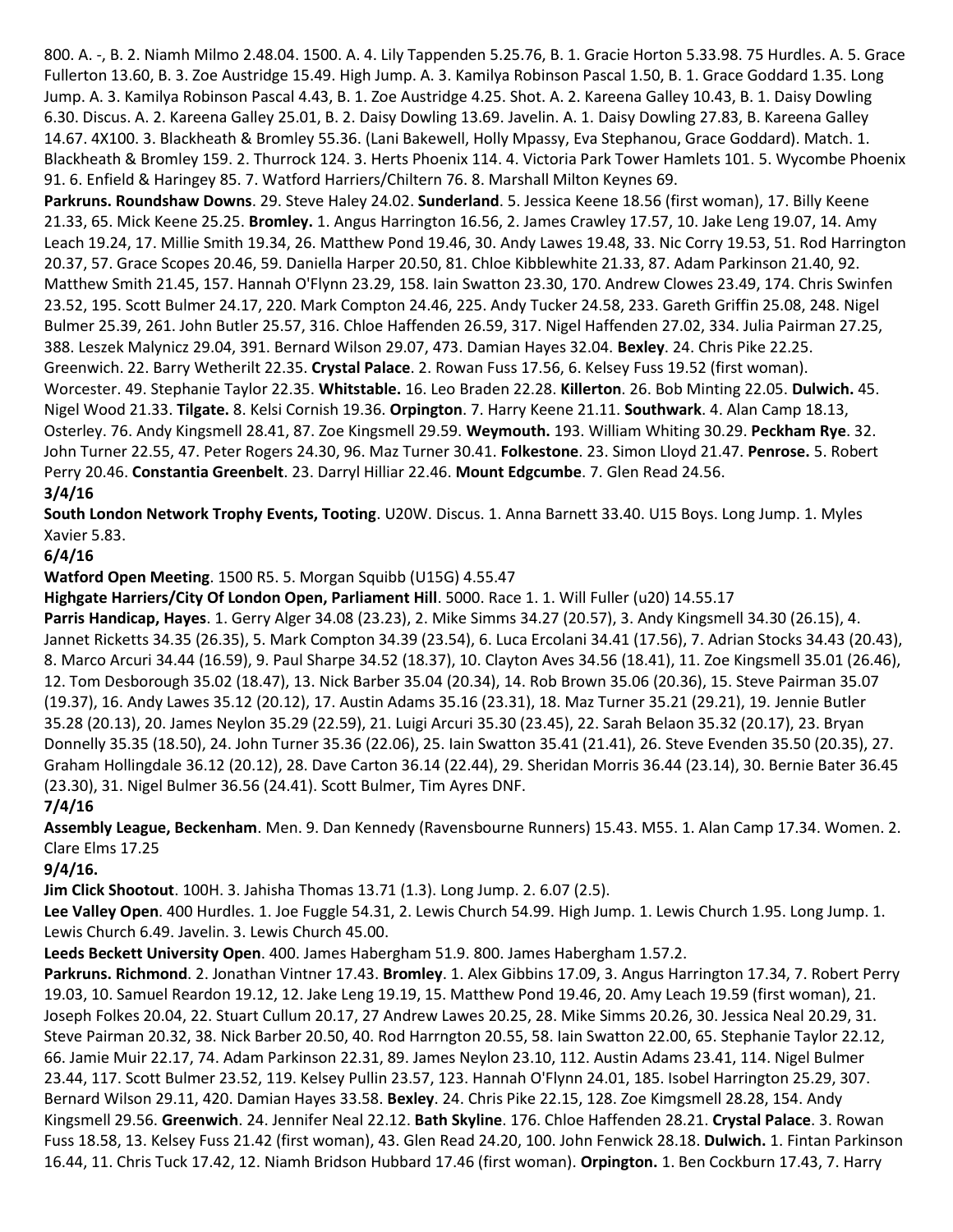800. A. -, B. 2. Niamh Milmo 2.48.04. 1500. A. 4. Lily Tappenden 5.25.76, B. 1. Gracie Horton 5.33.98. 75 Hurdles. A. 5. Grace Fullerton 13.60, B. 3. Zoe Austridge 15.49. High Jump. A. 3. Kamilya Robinson Pascal 1.50, B. 1. Grace Goddard 1.35. Long Jump. A. 3. Kamilya Robinson Pascal 4.43, B. 1. Zoe Austridge 4.25. Shot. A. 2. Kareena Galley 10.43, B. 1. Daisy Dowling 6.30. Discus. A. 2. Kareena Galley 25.01, B. 2. Daisy Dowling 13.69. Javelin. A. 1. Daisy Dowling 27.83, B. Kareena Galley 14.67. 4X100. 3. Blackheath & Bromley 55.36. (Lani Bakewell, Holly Mpassy, Eva Stephanou, Grace Goddard). Match. 1. Blackheath & Bromley 159. 2. Thurrock 124. 3. Herts Phoenix 114. 4. Victoria Park Tower Hamlets 101. 5. Wycombe Phoenix 91. 6. Enfield & Haringey 85. 7. Watford Harriers/Chiltern 76. 8. Marshall Milton Keynes 69.

**Parkruns. Roundshaw Downs**. 29. Steve Haley 24.02. **Sunderland**. 5. Jessica Keene 18.56 (first woman), 17. Billy Keene 21.33, 65. Mick Keene 25.25. **Bromley.** 1. Angus Harrington 16.56, 2. James Crawley 17.57, 10. Jake Leng 19.07, 14. Amy Leach 19.24, 17. Millie Smith 19.34, 26. Matthew Pond 19.46, 30. Andy Lawes 19.48, 33. Nic Corry 19.53, 51. Rod Harrington 20.37, 57. Grace Scopes 20.46, 59. Daniella Harper 20.50, 81. Chloe Kibblewhite 21.33, 87. Adam Parkinson 21.40, 92. Matthew Smith 21.45, 157. Hannah O'Flynn 23.29, 158. Iain Swatton 23.30, 170. Andrew Clowes 23.49, 174. Chris Swinfen 23.52, 195. Scott Bulmer 24.17, 220. Mark Compton 24.46, 225. Andy Tucker 24.58, 233. Gareth Griffin 25.08, 248. Nigel Bulmer 25.39, 261. John Butler 25.57, 316. Chloe Haffenden 26.59, 317. Nigel Haffenden 27.02, 334. Julia Pairman 27.25, 388. Leszek Malynicz 29.04, 391. Bernard Wilson 29.07, 473. Damian Hayes 32.04. **Bexley**. 24. Chris Pike 22.25. Greenwich. 22. Barry Wetherilt 22.35. **Crystal Palace**. 2. Rowan Fuss 17.56, 6. Kelsey Fuss 19.52 (first woman). Worcester. 49. Stephanie Taylor 22.35. **Whitstable.** 16. Leo Braden 22.28. **Killerton**. 26. Bob Minting 22.05. **Dulwich.** 45. Nigel Wood 21.33. **Tilgate.** 8. Kelsi Cornish 19.36. **Orpington**. 7. Harry Keene 21.11. **Southwark**. 4. Alan Camp 18.13, Osterley. 76. Andy Kingsmell 28.41, 87. Zoe Kingsmell 29.59. **Weymouth.** 193. William Whiting 30.29. **Peckham Rye**. 32. John Turner 22.55, 47. Peter Rogers 24.30, 96. Maz Turner 30.41. **Folkestone**. 23. Simon Lloyd 21.47. **Penrose.** 5. Robert Perry 20.46. **Constantia Greenbelt**. 23. Darryl Hilliar 22.46. **Mount Edgcumbe**. 7. Glen Read 24.56.

**3/4/16**

**South London Network Trophy Events, Tooting**. U20W. Discus. 1. Anna Barnett 33.40. U15 Boys. Long Jump. 1. Myles Xavier 5.83.

**6/4/16**

**Watford Open Meeting**. 1500 R5. 5. Morgan Squibb (U15G) 4.55.47

**Highgate Harriers/City Of London Open, Parliament Hill**. 5000. Race 1. 1. Will Fuller (u20) 14.55.17

**Parris Handicap, Hayes**. 1. Gerry Alger 34.08 (23.23), 2. Mike Simms 34.27 (20.57), 3. Andy Kingsmell 34.30 (26.15), 4. Jannet Ricketts 34.35 (26.35), 5. Mark Compton 34.39 (23.54), 6. Luca Ercolani 34.41 (17.56), 7. Adrian Stocks 34.43 (20.43), 8. Marco Arcuri 34.44 (16.59), 9. Paul Sharpe 34.52 (18.37), 10. Clayton Aves 34.56 (18.41), 11. Zoe Kingsmell 35.01 (26.46), 12. Tom Desborough 35.02 (18.47), 13. Nick Barber 35.04 (20.34), 14. Rob Brown 35.06 (20.36), 15. Steve Pairman 35.07 (19.37), 16. Andy Lawes 35.12 (20.12), 17. Austin Adams 35.16 (23.31), 18. Maz Turner 35.21 (29.21), 19. Jennie Butler 35.28 (20.13), 20. James Neylon 35.29 (22.59), 21. Luigi Arcuri 35.30 (23.45), 22. Sarah Belaon 35.32 (20.17), 23. Bryan Donnelly 35.35 (18.50), 24. John Turner 35.36 (22.06), 25. Iain Swatton 35.41 (21.41), 26. Steve Evenden 35.50 (20.35), 27. Graham Hollingdale 36.12 (20.12), 28. Dave Carton 36.14 (22.44), 29. Sheridan Morris 36.44 (23.14), 30. Bernie Bater 36.45 (23.30), 31. Nigel Bulmer 36.56 (24.41). Scott Bulmer, Tim Ayres DNF.

**7/4/16**

**Assembly League, Beckenham**. Men. 9. Dan Kennedy (Ravensbourne Runners) 15.43. M55. 1. Alan Camp 17.34. Women. 2. Clare Elms 17.25

**9/4/16.**

**Jim Click Shootout**. 100H. 3. Jahisha Thomas 13.71 (1.3). Long Jump. 2. 6.07 (2.5).

**Lee Valley Open**. 400 Hurdles. 1. Joe Fuggle 54.31, 2. Lewis Church 54.99. High Jump. 1. Lewis Church 1.95. Long Jump. 1. Lewis Church 6.49. Javelin. 3. Lewis Church 45.00.

**Leeds Beckett University Open**. 400. James Habergham 51.9. 800. James Habergham 1.57.2.

**Parkruns. Richmond**. 2. Jonathan Vintner 17.43. **Bromley**. 1. Alex Gibbins 17.09, 3. Angus Harrington 17.34, 7. Robert Perry 19.03, 10. Samuel Reardon 19.12, 12. Jake Leng 19.19, 15. Matthew Pond 19.46, 20. Amy Leach 19.59 (first woman), 21. Joseph Folkes 20.04, 22. Stuart Cullum 20.17, 27 Andrew Lawes 20.25, 28. Mike Simms 20.26, 30. Jessica Neal 20.29, 31. Steve Pairman 20.32, 38. Nick Barber 20.50, 40. Rod Harrngton 20.55, 58. Iain Swatton 22.00, 65. Stephanie Taylor 22.12, 66. Jamie Muir 22.17, 74. Adam Parkinson 22.31, 89. James Neylon 23.10, 112. Austin Adams 23.41, 114. Nigel Bulmer 23.44, 117. Scott Bulmer 23.52, 119. Kelsey Pullin 23.57, 123. Hannah O'Flynn 24.01, 185. Isobel Harrington 25.29, 307. Bernard Wilson 29.11, 420. Damian Hayes 33.58. **Bexley**. 24. Chris Pike 22.15, 128. Zoe Kimgsmell 28.28, 154. Andy Kingsmell 29.56. **Greenwich**. 24. Jennifer Neal 22.12. **Bath Skyline**. 176. Chloe Haffenden 28.21. **Crystal Palace**. 3. Rowan Fuss 18.58, 13. Kelsey Fuss 21.42 (first woman), 43. Glen Read 24.20, 100. John Fenwick 28.18. **Dulwich.** 1. Fintan Parkinson 16.44, 11. Chris Tuck 17.42, 12. Niamh Bridson Hubbard 17.46 (first woman). **Orpington.** 1. Ben Cockburn 17.43, 7. Harry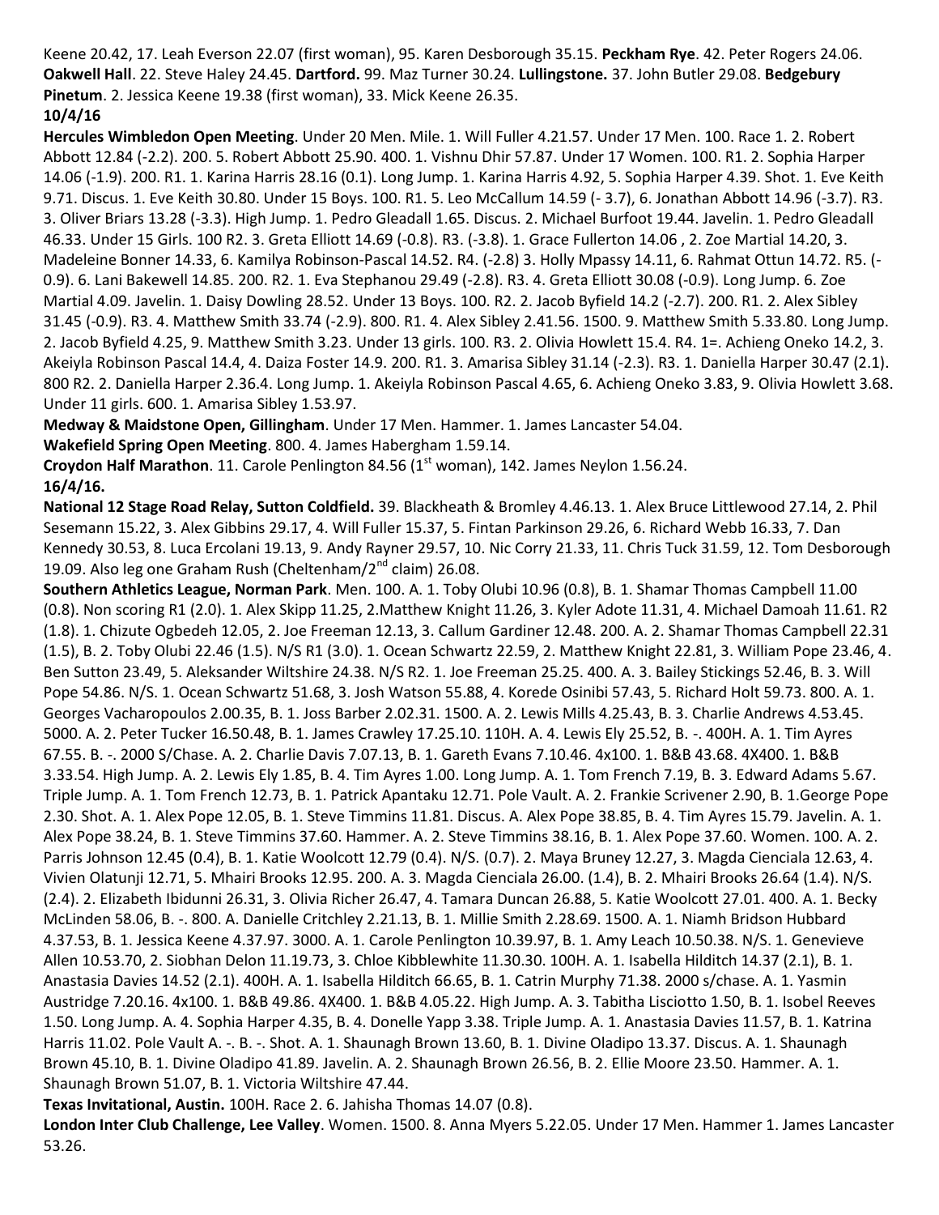Keene 20.42, 17. Leah Everson 22.07 (first woman), 95. Karen Desborough 35.15. **Peckham Rye**. 42. Peter Rogers 24.06. **Oakwell Hall**. 22. Steve Haley 24.45. **Dartford.** 99. Maz Turner 30.24. **Lullingstone.** 37. John Butler 29.08. **Bedgebury Pinetum**. 2. Jessica Keene 19.38 (first woman), 33. Mick Keene 26.35.

**10/4/16**

**Hercules Wimbledon Open Meeting**. Under 20 Men. Mile. 1. Will Fuller 4.21.57. Under 17 Men. 100. Race 1. 2. Robert Abbott 12.84 (-2.2). 200. 5. Robert Abbott 25.90. 400. 1. Vishnu Dhir 57.87. Under 17 Women. 100. R1. 2. Sophia Harper 14.06 (-1.9). 200. R1. 1. Karina Harris 28.16 (0.1). Long Jump. 1. Karina Harris 4.92, 5. Sophia Harper 4.39. Shot. 1. Eve Keith 9.71. Discus. 1. Eve Keith 30.80. Under 15 Boys. 100. R1. 5. Leo McCallum 14.59 (- 3.7), 6. Jonathan Abbott 14.96 (-3.7). R3. 3. Oliver Briars 13.28 (-3.3). High Jump. 1. Pedro Gleadall 1.65. Discus. 2. Michael Burfoot 19.44. Javelin. 1. Pedro Gleadall 46.33. Under 15 Girls. 100 R2. 3. Greta Elliott 14.69 (-0.8). R3. (-3.8). 1. Grace Fullerton 14.06 , 2. Zoe Martial 14.20, 3. Madeleine Bonner 14.33, 6. Kamilya Robinson-Pascal 14.52. R4. (-2.8) 3. Holly Mpassy 14.11, 6. Rahmat Ottun 14.72. R5. (- 0.9). 6. Lani Bakewell 14.85. 200. R2. 1. Eva Stephanou 29.49 (-2.8). R3. 4. Greta Elliott 30.08 (-0.9). Long Jump. 6. Zoe Martial 4.09. Javelin. 1. Daisy Dowling 28.52. Under 13 Boys. 100. R2. 2. Jacob Byfield 14.2 (-2.7). 200. R1. 2. Alex Sibley 31.45 (-0.9). R3. 4. Matthew Smith 33.74 (-2.9). 800. R1. 4. Alex Sibley 2.41.56. 1500. 9. Matthew Smith 5.33.80. Long Jump. 2. Jacob Byfield 4.25, 9. Matthew Smith 3.23. Under 13 girls. 100. R3. 2. Olivia Howlett 15.4. R4. 1=. Achieng Oneko 14.2, 3. Akeiyla Robinson Pascal 14.4, 4. Daiza Foster 14.9. 200. R1. 3. Amarisa Sibley 31.14 (-2.3). R3. 1. Daniella Harper 30.47 (2.1). 800 R2. 2. Daniella Harper 2.36.4. Long Jump. 1. Akeiyla Robinson Pascal 4.65, 6. Achieng Oneko 3.83, 9. Olivia Howlett 3.68. Under 11 girls. 600. 1. Amarisa Sibley 1.53.97.

**Medway & Maidstone Open, Gillingham**. Under 17 Men. Hammer. 1. James Lancaster 54.04.

**Wakefield Spring Open Meeting**. 800. 4. James Habergham 1.59.14.

**Croydon Half Marathon**. 11. Carole Penlington 84.56 (1st woman), 142. James Neylon 1.56.24.

**16/4/16.**

**National 12 Stage Road Relay, Sutton Coldfield.** 39. Blackheath & Bromley 4.46.13. 1. Alex Bruce Littlewood 27.14, 2. Phil Sesemann 15.22, 3. Alex Gibbins 29.17, 4. Will Fuller 15.37, 5. Fintan Parkinson 29.26, 6. Richard Webb 16.33, 7. Dan Kennedy 30.53, 8. Luca Ercolani 19.13, 9. Andy Rayner 29.57, 10. Nic Corry 21.33, 11. Chris Tuck 31.59, 12. Tom Desborough 19.09. Also leg one Graham Rush (Cheltenham/2nd claim) 26.08.

**Southern Athletics League, Norman Park**. Men. 100. A. 1. Toby Olubi 10.96 (0.8), B. 1. Shamar Thomas Campbell 11.00 (0.8). Non scoring R1 (2.0). 1. Alex Skipp 11.25, 2.Matthew Knight 11.26, 3. Kyler Adote 11.31, 4. Michael Damoah 11.61. R2 (1.8). 1. Chizute Ogbedeh 12.05, 2. Joe Freeman 12.13, 3. Callum Gardiner 12.48. 200. A. 2. Shamar Thomas Campbell 22.31 (1.5), B. 2. Toby Olubi 22.46 (1.5). N/S R1 (3.0). 1. Ocean Schwartz 22.59, 2. Matthew Knight 22.81, 3. William Pope 23.46, 4. Ben Sutton 23.49, 5. Aleksander Wiltshire 24.38. N/S R2. 1. Joe Freeman 25.25. 400. A. 3. Bailey Stickings 52.46, B. 3. Will Pope 54.86. N/S. 1. Ocean Schwartz 51.68, 3. Josh Watson 55.88, 4. Korede Osinibi 57.43, 5. Richard Holt 59.73. 800. A. 1. Georges Vacharopoulos 2.00.35, B. 1. Joss Barber 2.02.31. 1500. A. 2. Lewis Mills 4.25.43, B. 3. Charlie Andrews 4.53.45. 5000. A. 2. Peter Tucker 16.50.48, B. 1. James Crawley 17.25.10. 110H. A. 4. Lewis Ely 25.52, B. -. 400H. A. 1. Tim Ayres 67.55. B. -. 2000 S/Chase. A. 2. Charlie Davis 7.07.13, B. 1. Gareth Evans 7.10.46. 4x100. 1. B&B 43.68. 4X400. 1. B&B 3.33.54. High Jump. A. 2. Lewis Ely 1.85, B. 4. Tim Ayres 1.00. Long Jump. A. 1. Tom French 7.19, B. 3. Edward Adams 5.67. Triple Jump. A. 1. Tom French 12.73, B. 1. Patrick Apantaku 12.71. Pole Vault. A. 2. Frankie Scrivener 2.90, B. 1.George Pope 2.30. Shot. A. 1. Alex Pope 12.05, B. 1. Steve Timmins 11.81. Discus. A. Alex Pope 38.85, B. 4. Tim Ayres 15.79. Javelin. A. 1. Alex Pope 38.24, B. 1. Steve Timmins 37.60. Hammer. A. 2. Steve Timmins 38.16, B. 1. Alex Pope 37.60. Women. 100. A. 2. Parris Johnson 12.45 (0.4), B. 1. Katie Woolcott 12.79 (0.4). N/S. (0.7). 2. Maya Bruney 12.27, 3. Magda Cienciala 12.63, 4. Vivien Olatunji 12.71, 5. Mhairi Brooks 12.95. 200. A. 3. Magda Cienciala 26.00. (1.4), B. 2. Mhairi Brooks 26.64 (1.4). N/S. (2.4). 2. Elizabeth Ibidunni 26.31, 3. Olivia Richer 26.47, 4. Tamara Duncan 26.88, 5. Katie Woolcott 27.01. 400. A. 1. Becky McLinden 58.06, B. -. 800. A. Danielle Critchley 2.21.13, B. 1. Millie Smith 2.28.69. 1500. A. 1. Niamh Bridson Hubbard 4.37.53, B. 1. Jessica Keene 4.37.97. 3000. A. 1. Carole Penlington 10.39.97, B. 1. Amy Leach 10.50.38. N/S. 1. Genevieve Allen 10.53.70, 2. Siobhan Delon 11.19.73, 3. Chloe Kibblewhite 11.30.30. 100H. A. 1. Isabella Hilditch 14.37 (2.1), B. 1. Anastasia Davies 14.52 (2.1). 400H. A. 1. Isabella Hilditch 66.65, B. 1. Catrin Murphy 71.38. 2000 s/chase. A. 1. Yasmin Austridge 7.20.16. 4x100. 1. B&B 49.86. 4X400. 1. B&B 4.05.22. High Jump. A. 3. Tabitha Lisciotto 1.50, B. 1. Isobel Reeves 1.50. Long Jump. A. 4. Sophia Harper 4.35, B. 4. Donelle Yapp 3.38. Triple Jump. A. 1. Anastasia Davies 11.57, B. 1. Katrina Harris 11.02. Pole Vault A. -. B. -. Shot. A. 1. Shaunagh Brown 13.60, B. 1. Divine Oladipo 13.37. Discus. A. 1. Shaunagh Brown 45.10, B. 1. Divine Oladipo 41.89. Javelin. A. 2. Shaunagh Brown 26.56, B. 2. Ellie Moore 23.50. Hammer. A. 1. Shaunagh Brown 51.07, B. 1. Victoria Wiltshire 47.44.

**Texas Invitational, Austin.** 100H. Race 2. 6. Jahisha Thomas 14.07 (0.8).

**London Inter Club Challenge, Lee Valley**. Women. 1500. 8. Anna Myers 5.22.05. Under 17 Men. Hammer 1. James Lancaster 53.26.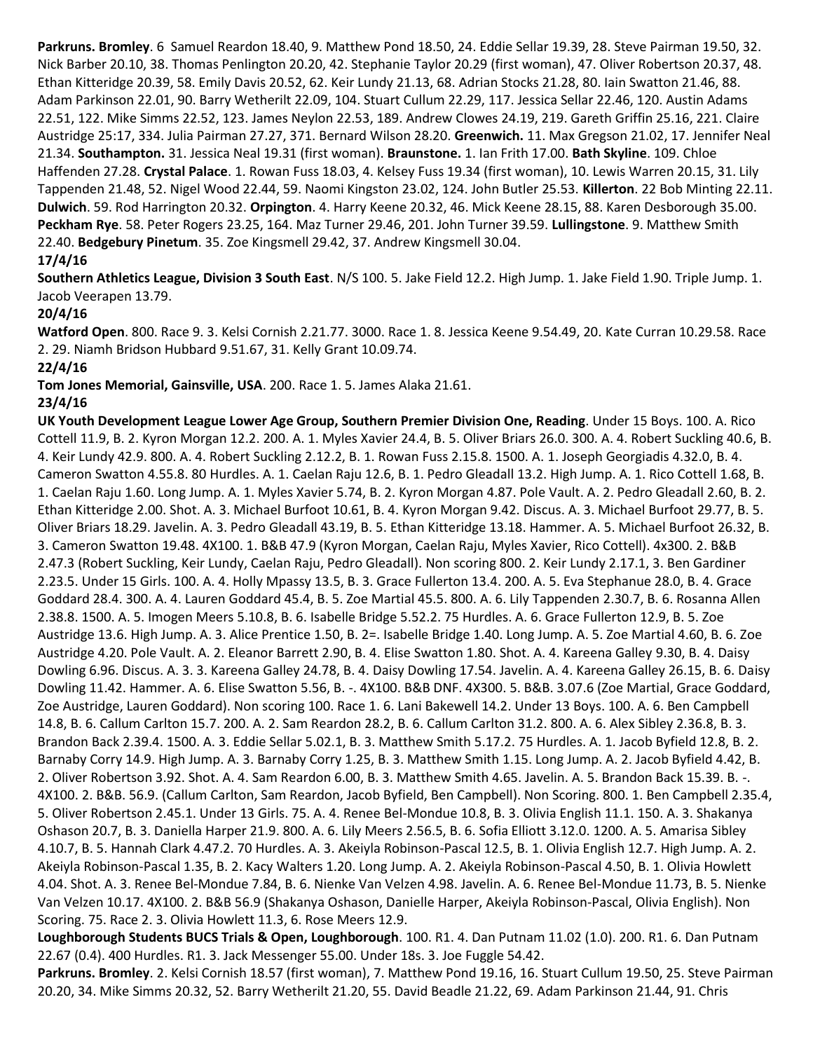**Parkruns. Bromley**. 6 Samuel Reardon 18.40, 9. Matthew Pond 18.50, 24. Eddie Sellar 19.39, 28. Steve Pairman 19.50, 32. Nick Barber 20.10, 38. Thomas Penlington 20.20, 42. Stephanie Taylor 20.29 (first woman), 47. Oliver Robertson 20.37, 48. Ethan Kitteridge 20.39, 58. Emily Davis 20.52, 62. Keir Lundy 21.13, 68. Adrian Stocks 21.28, 80. Iain Swatton 21.46, 88. Adam Parkinson 22.01, 90. Barry Wetherilt 22.09, 104. Stuart Cullum 22.29, 117. Jessica Sellar 22.46, 120. Austin Adams 22.51, 122. Mike Simms 22.52, 123. James Neylon 22.53, 189. Andrew Clowes 24.19, 219. Gareth Griffin 25.16, 221. Claire Austridge 25:17, 334. Julia Pairman 27.27, 371. Bernard Wilson 28.20. **Greenwich.** 11. Max Gregson 21.02, 17. Jennifer Neal 21.34. **Southampton.** 31. Jessica Neal 19.31 (first woman). **Braunstone.** 1. Ian Frith 17.00. **Bath Skyline**. 109. Chloe Haffenden 27.28. **Crystal Palace**. 1. Rowan Fuss 18.03, 4. Kelsey Fuss 19.34 (first woman), 10. Lewis Warren 20.15, 31. Lily Tappenden 21.48, 52. Nigel Wood 22.44, 59. Naomi Kingston 23.02, 124. John Butler 25.53. **Killerton**. 22 Bob Minting 22.11. **Dulwich**. 59. Rod Harrington 20.32. **Orpington**. 4. Harry Keene 20.32, 46. Mick Keene 28.15, 88. Karen Desborough 35.00. **Peckham Rye**. 58. Peter Rogers 23.25, 164. Maz Turner 29.46, 201. John Turner 39.59. **Lullingstone**. 9. Matthew Smith 22.40. **Bedgebury Pinetum**. 35. Zoe Kingsmell 29.42, 37. Andrew Kingsmell 30.04.

**17/4/16**

**Southern Athletics League, Division 3 South East**. N/S 100. 5. Jake Field 12.2. High Jump. 1. Jake Field 1.90. Triple Jump. 1. Jacob Veerapen 13.79.

**20/4/16**

**Watford Open**. 800. Race 9. 3. Kelsi Cornish 2.21.77. 3000. Race 1. 8. Jessica Keene 9.54.49, 20. Kate Curran 10.29.58. Race 2. 29. Niamh Bridson Hubbard 9.51.67, 31. Kelly Grant 10.09.74.

**22/4/16**

**Tom Jones Memorial, Gainsville, USA**. 200. Race 1. 5. James Alaka 21.61.

**23/4/16**

**UK Youth Development League Lower Age Group, Southern Premier Division One, Reading**. Under 15 Boys. 100. A. Rico Cottell 11.9, B. 2. Kyron Morgan 12.2. 200. A. 1. Myles Xavier 24.4, B. 5. Oliver Briars 26.0. 300. A. 4. Robert Suckling 40.6, B. 4. Keir Lundy 42.9. 800. A. 4. Robert Suckling 2.12.2, B. 1. Rowan Fuss 2.15.8. 1500. A. 1. Joseph Georgiadis 4.32.0, B. 4. Cameron Swatton 4.55.8. 80 Hurdles. A. 1. Caelan Raju 12.6, B. 1. Pedro Gleadall 13.2. High Jump. A. 1. Rico Cottell 1.68, B. 1. Caelan Raju 1.60. Long Jump. A. 1. Myles Xavier 5.74, B. 2. Kyron Morgan 4.87. Pole Vault. A. 2. Pedro Gleadall 2.60, B. 2. Ethan Kitteridge 2.00. Shot. A. 3. Michael Burfoot 10.61, B. 4. Kyron Morgan 9.42. Discus. A. 3. Michael Burfoot 29.77, B. 5. Oliver Briars 18.29. Javelin. A. 3. Pedro Gleadall 43.19, B. 5. Ethan Kitteridge 13.18. Hammer. A. 5. Michael Burfoot 26.32, B. 3. Cameron Swatton 19.48. 4X100. 1. B&B 47.9 (Kyron Morgan, Caelan Raju, Myles Xavier, Rico Cottell). 4x300. 2. B&B 2.47.3 (Robert Suckling, Keir Lundy, Caelan Raju, Pedro Gleadall). Non scoring 800. 2. Keir Lundy 2.17.1, 3. Ben Gardiner 2.23.5. Under 15 Girls. 100. A. 4. Holly Mpassy 13.5, B. 3. Grace Fullerton 13.4. 200. A. 5. Eva Stephanue 28.0, B. 4. Grace Goddard 28.4. 300. A. 4. Lauren Goddard 45.4, B. 5. Zoe Martial 45.5. 800. A. 6. Lily Tappenden 2.30.7, B. 6. Rosanna Allen 2.38.8. 1500. A. 5. Imogen Meers 5.10.8, B. 6. Isabelle Bridge 5.52.2. 75 Hurdles. A. 6. Grace Fullerton 12.9, B. 5. Zoe Austridge 13.6. High Jump. A. 3. Alice Prentice 1.50, B. 2=. Isabelle Bridge 1.40. Long Jump. A. 5. Zoe Martial 4.60, B. 6. Zoe Austridge 4.20. Pole Vault. A. 2. Eleanor Barrett 2.90, B. 4. Elise Swatton 1.80. Shot. A. 4. Kareena Galley 9.30, B. 4. Daisy Dowling 6.96. Discus. A. 3. 3. Kareena Galley 24.78, B. 4. Daisy Dowling 17.54. Javelin. A. 4. Kareena Galley 26.15, B. 6. Daisy Dowling 11.42. Hammer. A. 6. Elise Swatton 5.56, B. -. 4X100. B&B DNF. 4X300. 5. B&B. 3.07.6 (Zoe Martial, Grace Goddard, Zoe Austridge, Lauren Goddard). Non scoring 100. Race 1. 6. Lani Bakewell 14.2. Under 13 Boys. 100. A. 6. Ben Campbell 14.8, B. 6. Callum Carlton 15.7. 200. A. 2. Sam Reardon 28.2, B. 6. Callum Carlton 31.2. 800. A. 6. Alex Sibley 2.36.8, B. 3. Brandon Back 2.39.4. 1500. A. 3. Eddie Sellar 5.02.1, B. 3. Matthew Smith 5.17.2. 75 Hurdles. A. 1. Jacob Byfield 12.8, B. 2. Barnaby Corry 14.9. High Jump. A. 3. Barnaby Corry 1.25, B. 3. Matthew Smith 1.15. Long Jump. A. 2. Jacob Byfield 4.42, B. 2. Oliver Robertson 3.92. Shot. A. 4. Sam Reardon 6.00, B. 3. Matthew Smith 4.65. Javelin. A. 5. Brandon Back 15.39. B. -. 4X100. 2. B&B. 56.9. (Callum Carlton, Sam Reardon, Jacob Byfield, Ben Campbell). Non Scoring. 800. 1. Ben Campbell 2.35.4, 5. Oliver Robertson 2.45.1. Under 13 Girls. 75. A. 4. Renee Bel-Mondue 10.8, B. 3. Olivia English 11.1. 150. A. 3. Shakanya Oshason 20.7, B. 3. Daniella Harper 21.9. 800. A. 6. Lily Meers 2.56.5, B. 6. Sofia Elliott 3.12.0. 1200. A. 5. Amarisa Sibley 4.10.7, B. 5. Hannah Clark 4.47.2. 70 Hurdles. A. 3. Akeiyla Robinson-Pascal 12.5, B. 1. Olivia English 12.7. High Jump. A. 2. Akeiyla Robinson-Pascal 1.35, B. 2. Kacy Walters 1.20. Long Jump. A. 2. Akeiyla Robinson-Pascal 4.50, B. 1. Olivia Howlett 4.04. Shot. A. 3. Renee Bel-Mondue 7.84, B. 6. Nienke Van Velzen 4.98. Javelin. A. 6. Renee Bel-Mondue 11.73, B. 5. Nienke Van Velzen 10.17. 4X100. 2. B&B 56.9 (Shakanya Oshason, Danielle Harper, Akeiyla Robinson-Pascal, Olivia English). Non Scoring. 75. Race 2. 3. Olivia Howlett 11.3, 6. Rose Meers 12.9.

**Loughborough Students BUCS Trials & Open, Loughborough**. 100. R1. 4. Dan Putnam 11.02 (1.0). 200. R1. 6. Dan Putnam 22.67 (0.4). 400 Hurdles. R1. 3. Jack Messenger 55.00. Under 18s. 3. Joe Fuggle 54.42.

**Parkruns. Bromley**. 2. Kelsi Cornish 18.57 (first woman), 7. Matthew Pond 19.16, 16. Stuart Cullum 19.50, 25. Steve Pairman 20.20, 34. Mike Simms 20.32, 52. Barry Wetherilt 21.20, 55. David Beadle 21.22, 69. Adam Parkinson 21.44, 91. Chris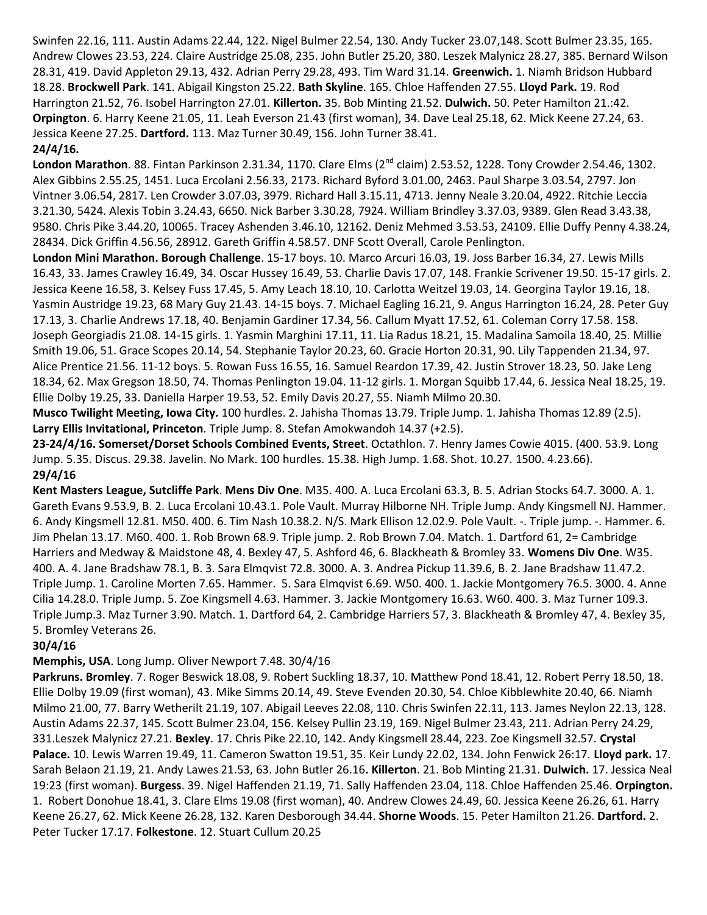Swinfen 22.16, 111. Austin Adams 22.44, 122. Nigel Bulmer 22.54, 130. Andy Tucker 23.07,148. Scott Bulmer 23.35, 165. Andrew Clowes 23.53, 224. Claire Austridge 25.08, 235. John Butler 25.20, 380. Leszek Malynicz 28.27, 385. Bernard Wilson 28.31, 419. David Appleton 29.13, 432. Adrian Perry 29.28, 493. Tim Ward 31.14. **Greenwich.** 1. Niamh Bridson Hubbard 18.28. **Brockwell Park**. 141. Abigail Kingston 25.22. **Bath Skyline**. 165. Chloe Haffenden 27.55. **Lloyd Park.** 19. Rod Harrington 21.52, 76. Isobel Harrington 27.01. **Killerton.** 35. Bob Minting 21.52. **Dulwich.** 50. Peter Hamilton 21.:42. **Orpington**. 6. Harry Keene 21.05, 11. Leah Everson 21.43 (first woman), 34. Dave Leal 25.18, 62. Mick Keene 27.24, 63. Jessica Keene 27.25. **Dartford.** 113. Maz Turner 30.49, 156. John Turner 38.41.

**24/4/16.**

**London Marathon**. 88. Fintan Parkinson 2.31.34, 1170. Clare Elms (2nd claim) 2.53.52, 1228. Tony Crowder 2.54.46, 1302. Alex Gibbins 2.55.25, 1451. Luca Ercolani 2.56.33, 2173. Richard Byford 3.01.00, 2463. Paul Sharpe 3.03.54, 2797. Jon Vintner 3.06.54, 2817. Len Crowder 3.07.03, 3979. Richard Hall 3.15.11, 4713. Jenny Neale 3.20.04, 4922. Ritchie Leccia 3.21.30, 5424. Alexis Tobin 3.24.43, 6650. Nick Barber 3.30.28, 7924. William Brindley 3.37.03, 9389. Glen Read 3.43.38, 9580. Chris Pike 3.44.20, 10065. Tracey Ashenden 3.46.10, 12162. Deniz Mehmed 3.53.53, 24109. Ellie Duffy Penny 4.38.24, 28434. Dick Griffin 4.56.56, 28912. Gareth Griffin 4.58.57. DNF Scott Overall, Carole Penlington.

**London Mini Marathon. Borough Challenge**. 15-17 boys. 10. Marco Arcuri 16.03, 19. Joss Barber 16.34, 27. Lewis Mills 16.43, 33. James Crawley 16.49, 34. Oscar Hussey 16.49, 53. Charlie Davis 17.07, 148. Frankie Scrivener 19.50. 15-17 girls. 2. Jessica Keene 16.58, 3. Kelsey Fuss 17.45, 5. Amy Leach 18.10, 10. Carlotta Weitzel 19.03, 14. Georgina Taylor 19.16, 18. Yasmin Austridge 19.23, 68 Mary Guy 21.43. 14-15 boys. 7. Michael Eagling 16.21, 9. Angus Harrington 16.24, 28. Peter Guy 17.13, 3. Charlie Andrews 17.18, 40. Benjamin Gardiner 17.34, 56. Callum Myatt 17.52, 61. Coleman Corry 17.58. 158. Joseph Georgiadis 21.08. 14-15 girls. 1. Yasmin Marghini 17.11, 11. Lia Radus 18.21, 15. Madalina Samoila 18.40, 25. Millie Smith 19.06, 51. Grace Scopes 20.14, 54. Stephanie Taylor 20.23, 60. Gracie Horton 20.31, 90. Lily Tappenden 21.34, 97. Alice Prentice 21.56. 11-12 boys. 5. Rowan Fuss 16.55, 16. Samuel Reardon 17.39, 42. Justin Strover 18.23, 50. Jake Leng 18.34, 62. Max Gregson 18.50, 74. Thomas Penlington 19.04. 11-12 girls. 1. Morgan Squibb 17.44, 6. Jessica Neal 18.25, 19. Ellie Dolby 19.25, 33. Daniella Harper 19.53, 52. Emily Davis 20.27, 55. Niamh Milmo 20.30.

**Musco Twilight Meeting, Iowa City.** 100 hurdles. 2. Jahisha Thomas 13.79. Triple Jump. 1. Jahisha Thomas 12.89 (2.5).

**Larry Ellis Invitational, Princeton**. Triple Jump. 8. Stefan Amokwandoh 14.37 (+2.5).

**23-24/4/16. Somerset/Dorset Schools Combined Events, Street**. Octathlon. 7. Henry James Cowie 4015. (400. 53.9. Long Jump. 5.35. Discus. 29.38. Javelin. No Mark. 100 hurdles. 15.38. High Jump. 1.68. Shot. 10.27. 1500. 4.23.66).

**29/4/16**

**Kent Masters League, Sutcliffe Park**. **Mens Div One**. M35. 400. A. Luca Ercolani 63.3, B. 5. Adrian Stocks 64.7. 3000. A. 1. Gareth Evans 9.53.9, B. 2. Luca Ercolani 10.43.1. Pole Vault. Murray Hilborne NH. Triple Jump. Andy Kingsmell NJ. Hammer. 6. Andy Kingsmell 12.81. M50. 400. 6. Tim Nash 10.38.2. N/S. Mark Ellison 12.02.9. Pole Vault. -. Triple jump. -. Hammer. 6. Jim Phelan 13.17. M60. 400. 1. Rob Brown 68.9. Triple jump. 2. Rob Brown 7.04. Match. 1. Dartford 61, 2= Cambridge Harriers and Medway & Maidstone 48, 4. Bexley 47, 5. Ashford 46, 6. Blackheath & Bromley 33. **Womens Div One**. W35. 400. A. 4. Jane Bradshaw 78.1, B. 3. Sara Elmqvist 72.8. 3000. A. 3. Andrea Pickup 11.39.6, B. 2. Jane Bradshaw 11.47.2. Triple Jump. 1. Caroline Morten 7.65. Hammer. 5. Sara Elmqvist 6.69. W50. 400. 1. Jackie Montgomery 76.5. 3000. 4. Anne Cilia 14.28.0. Triple Jump. 5. Zoe Kingsmell 4.63. Hammer. 3. Jackie Montgomery 16.63. W60. 400. 3. Maz Turner 109.3. Triple Jump.3. Maz Turner 3.90. Match. 1. Dartford 64, 2. Cambridge Harriers 57, 3. Blackheath & Bromley 47, 4. Bexley 35, 5. Bromley Veterans 26.

**30/4/16**

**Memphis, USA**. Long Jump. Oliver Newport 7.48. 30/4/16

**Parkruns. Bromley**. 7. Roger Beswick 18.08, 9. Robert Suckling 18.37, 10. Matthew Pond 18.41, 12. Robert Perry 18.50, 18. Ellie Dolby 19.09 (first woman), 43. Mike Simms 20.14, 49. Steve Evenden 20.30, 54. Chloe Kibblewhite 20.40, 66. Niamh Milmo 21.00, 77. Barry Wetherilt 21.19, 107. Abigail Leeves 22.08, 110. Chris Swinfen 22.11, 113. James Neylon 22.13, 128. Austin Adams 22.37, 145. Scott Bulmer 23.04, 156. Kelsey Pullin 23.19, 169. Nigel Bulmer 23.43, 211. Adrian Perry 24.29, 331.Leszek Malynicz 27.21. **Bexley**. 17. Chris Pike 22.10, 142. Andy Kingsmell 28.44, 223. Zoe Kingsmell 32.57. **Crystal Palace.** 10. Lewis Warren 19.49, 11. Cameron Swatton 19.51, 35. Keir Lundy 22.02, 134. John Fenwick 26:17. **Lloyd park.** 17. Sarah Belaon 21.19, 21. Andy Lawes 21.53, 63. John Butler 26.16**. Killerton**. 21. Bob Minting 21.31. **Dulwich.** 17. Jessica Neal 19:23 (first woman). **Burgess**. 39. Nigel Haffenden 21.19, 71. Sally Haffenden 23.04, 118. Chloe Haffenden 25.46. **Orpington.** 1. Robert Donohue 18.41, 3. Clare Elms 19.08 (first woman), 40. Andrew Clowes 24.49, 60. Jessica Keene 26.26, 61. Harry Keene 26.27, 62. Mick Keene 26.28, 132. Karen Desborough 34.44. **Shorne Woods**. 15. Peter Hamilton 21.26. **Dartford.** 2. Peter Tucker 17.17. **Folkestone**. 12. Stuart Cullum 20.25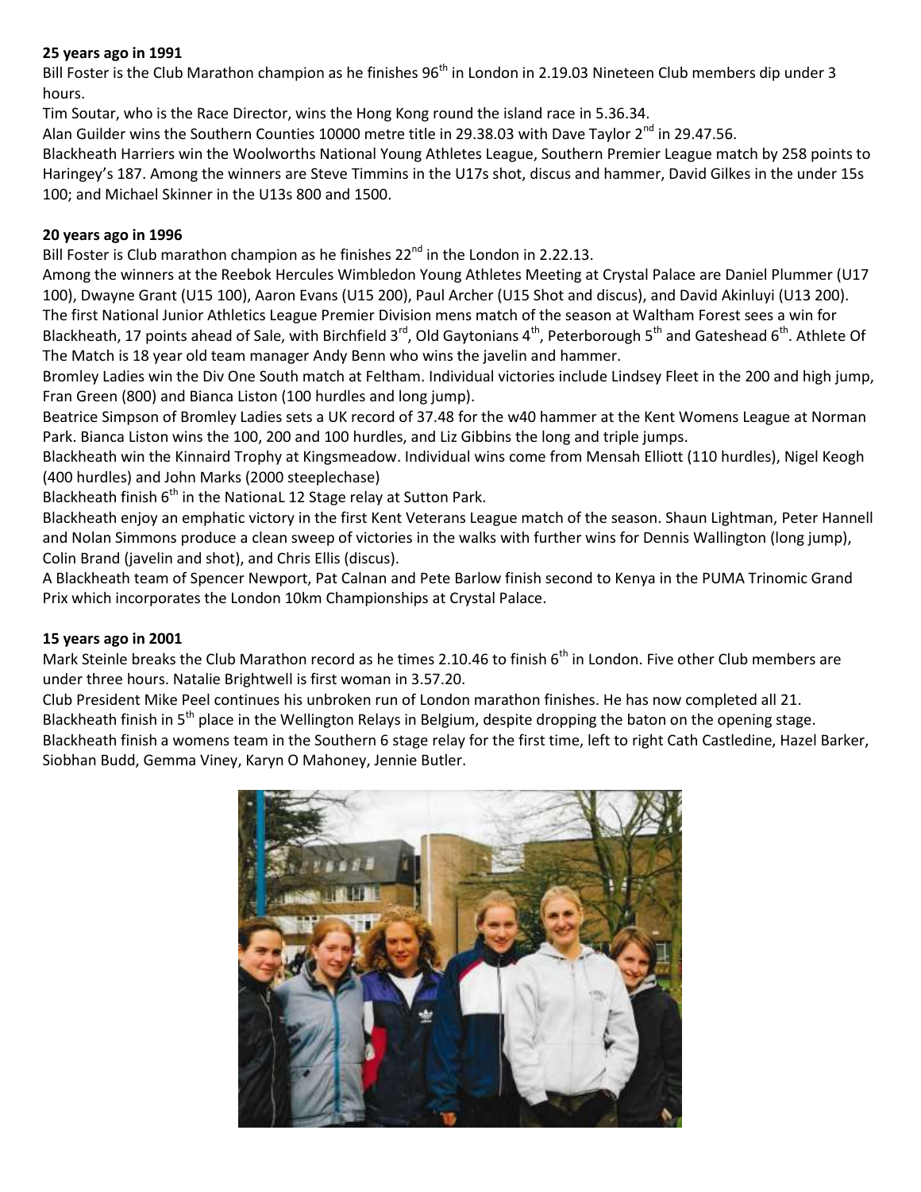**25 years ago in 1991**

Bill Foster is the Club Marathon champion as he finishes 96th in London in 2.19.03 Nineteen Club members dip under 3 hours.

Tim Soutar, who is the Race Director, wins the Hong Kong round the island race in 5.36.34.

Alan Guilder wins the Southern Counties 10000 metre title in 29.38.03 with Dave Taylor 2nd in 29.47.56.

Blackheath Harriers win the Woolworths National Young Athletes League, Southern Premier League match by 258 points to Haringey's 187. Among the winners are Steve Timmins in the U17s shot, discus and hammer, David Gilkes in the under 15s 100; and Michael Skinner in the U13s 800 and 1500.

**20 years ago in 1996**

Bill Foster is Club marathon champion as he finishes 22nd in the London in 2.22.13.

Among the winners at the Reebok Hercules Wimbledon Young Athletes Meeting at Crystal Palace are Daniel Plummer (U17 100), Dwayne Grant (U15 100), Aaron Evans (U15 200), Paul Archer (U15 Shot and discus), and David Akinluyi (U13 200).

The first National Junior Athletics League Premier Division mens match of the season at Waltham Forest sees a win for Blackheath, 17 points ahead of Sale, with Birchfield 3rd, Old Gaytonians 4th, Peterborough 5th and Gateshead 6th. Athlete Of The Match is 18 year old team manager Andy Benn who wins the javelin and hammer.

Bromley Ladies win the Div One South match at Feltham. Individual victories include Lindsey Fleet in the 200 and high jump, Fran Green (800) and Bianca Liston (100 hurdles and long jump).

Beatrice Simpson of Bromley Ladies sets a UK record of 37.48 for the w40 hammer at the Kent Womens League at Norman Park. Bianca Liston wins the 100, 200 and 100 hurdles, and Liz Gibbins the long and triple jumps.

Blackheath win the Kinnaird Trophy at Kingsmeadow. Individual wins come from Mensah Elliott (110 hurdles), Nigel Keogh (400 hurdles) and John Marks (2000 steeplechase)

Blackheath finish 6th in the NationaL 12 Stage relay at Sutton Park.

Blackheath enjoy an emphatic victory in the first Kent Veterans League match of the season. Shaun Lightman, Peter Hannell and Nolan Simmons produce a clean sweep of victories in the walks with further wins for Dennis Wallington (long jump), Colin Brand (javelin and shot), and Chris Ellis (discus).

A Blackheath team of Spencer Newport, Pat Calnan and Pete Barlow finish second to Kenya in the PUMA Trinomic Grand Prix which incorporates the London 10km Championships at Crystal Palace.

**15 years ago in 2001**

Mark Steinle breaks the Club Marathon record as he times 2.10.46 to finish 6th in London. Five other Club members are under three hours. Natalie Brightwell is first woman in 3.57.20.

Club President Mike Peel continues his unbroken run of London marathon finishes. He has now completed all 21.

Blackheath finish in 5th place in the Wellington Relays in Belgium, despite dropping the baton on the opening stage.

Blackheath finish a womens team in the Southern 6 stage relay for the first time, left to right Cath Castledine, Hazel Barker, Siobhan Budd, Gemma Viney, Karyn O Mahoney, Jennie Butler.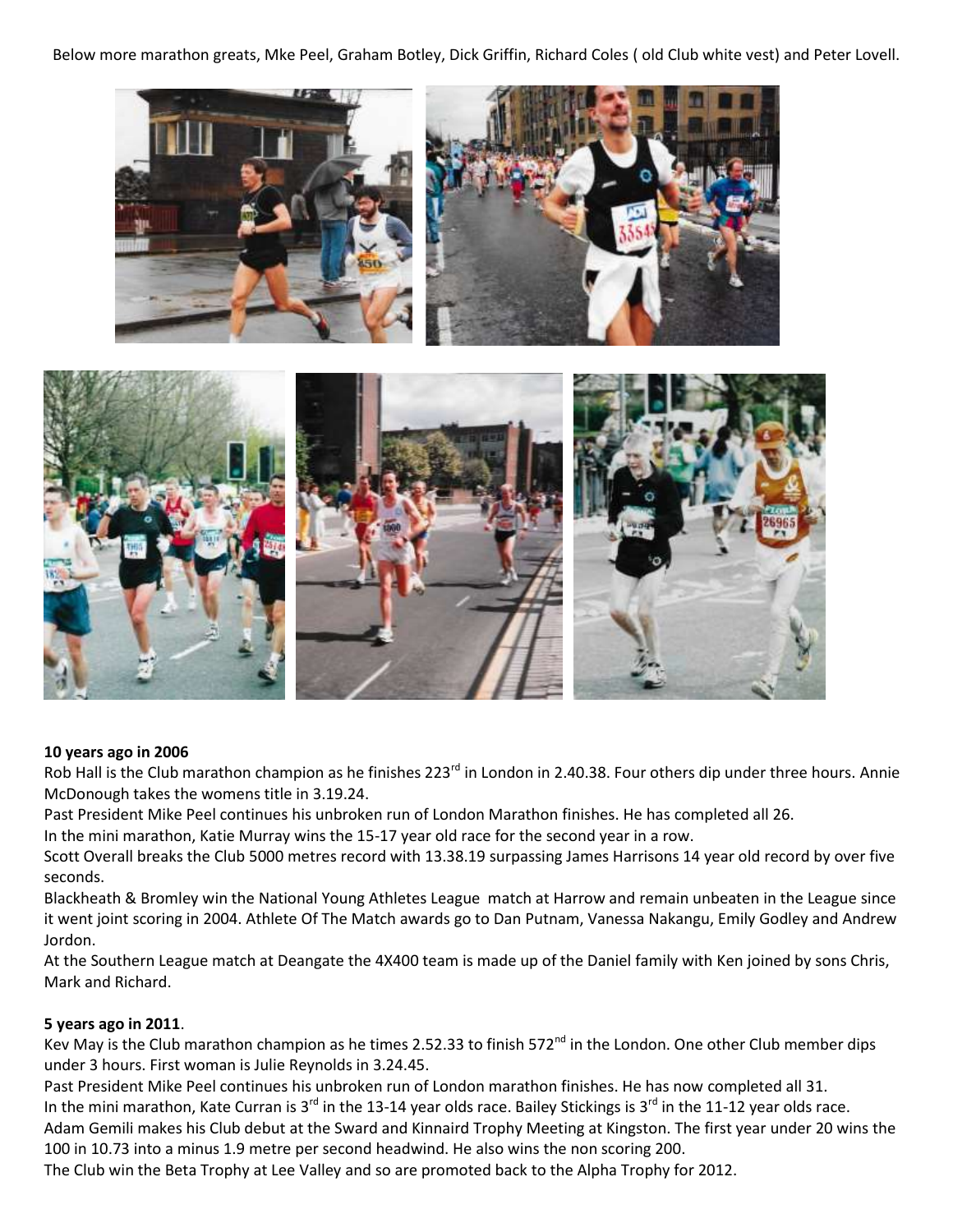Below more marathon greats, Mke Peel, Graham Botley, Dick Griffin, Richard Coles ( old Club white vest) and Peter Lovell.

**10 years ago in 2006**

Rob Hall is the Club marathon champion as he finishes 223rd in London in 2.40.38. Four others dip under three hours. Annie McDonough takes the womens title in 3.19.24.

Past President Mike Peel continues his unbroken run of London Marathon finishes. He has completed all 26.

In the mini marathon, Katie Murray wins the 15-17 year old race for the second year in a row.

Scott Overall breaks the Club 5000 metres record with 13.38.19 surpassing James Harrisons 14 year old record by over five seconds.

Blackheath & Bromley win the National Young Athletes League match at Harrow and remain unbeaten in the League since it went joint scoring in 2004. Athlete Of The Match awards go to Dan Putnam, Vanessa Nakangu, Emily Godley and Andrew Jordon.

At the Southern League match at Deangate the 4X400 team is made up of the Daniel family with Ken joined by sons Chris, Mark and Richard.

**5 years ago in 2011**.

Kev May is the Club marathon champion as he times 2.52.33 to finish 572nd in the London. One other Club member dips under 3 hours. First woman is Julie Reynolds in 3.24.45.

Past President Mike Peel continues his unbroken run of London marathon finishes. He has now completed all 31.

In the mini marathon, Kate Curran is 3rd in the 13-14 year olds race. Bailey Stickings is 3rd in the 11-12 year olds race.

Adam Gemili makes his Club debut at the Sward and Kinnaird Trophy Meeting at Kingston. The first year under 20 wins the 100 in 10.73 into a minus 1.9 metre per second headwind. He also wins the non scoring 200.

The Club win the Beta Trophy at Lee Valley and so are promoted back to the Alpha Trophy for 2012.